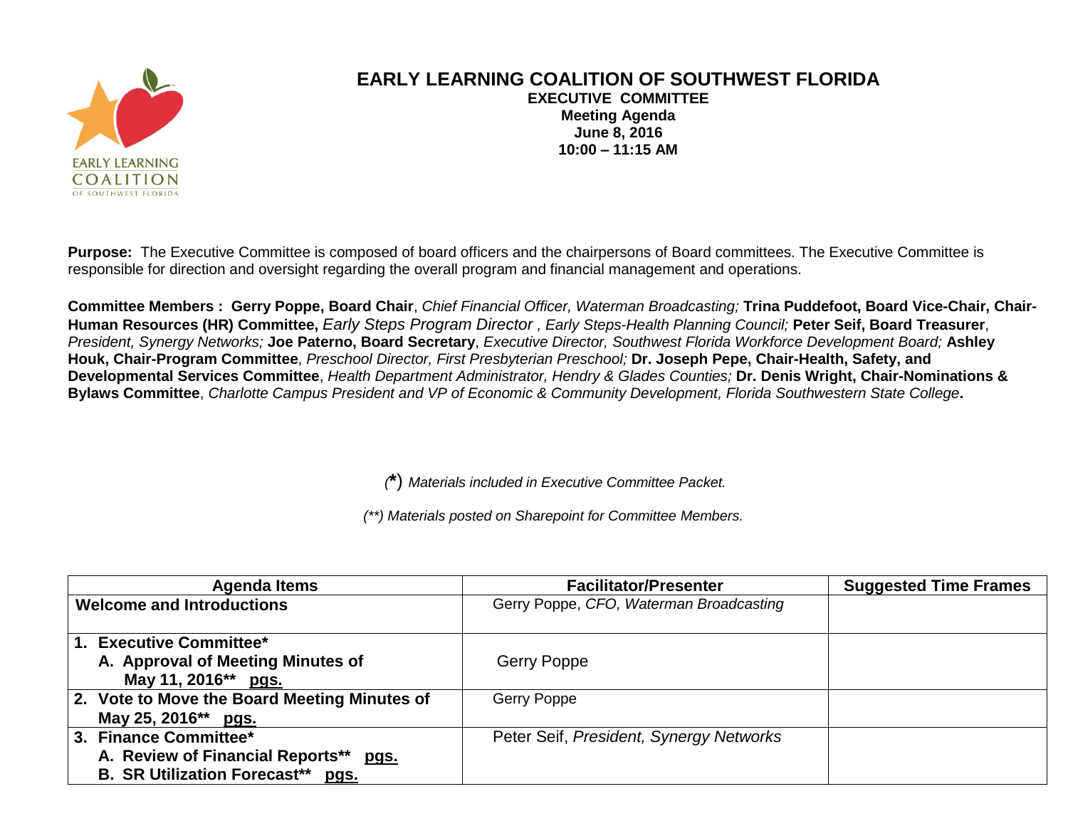# EARLY LEARNING COALITION OF SOUTHWEST FLORIDA

**EXECUTIVE COMMITTEE**
**Meeting Agenda**
**June 8, 2016**
**10:00 – 11:15 AM**

**Purpose:** The Executive Committee is composed of board officers and the chairpersons of Board committees. The Executive Committee is responsible for direction and oversight regarding the overall program and financial management and operations.

**Committee Members : Gerry Poppe, Board Chair**, *Chief Financial Officer, Waterman Broadcasting;* **Trina Puddefoot, Board Vice-Chair, Chair-Human Resources (HR) Committee,** *Early Steps Program Director , Early Steps-Health Planning Council;* **Peter Seif, Board Treasurer**, *President, Synergy Networks;* **Joe Paterno, Board Secretary**, *Executive Director, Southwest Florida Workforce Development Board;* **Ashley Houk, Chair-Program Committee**, *Preschool Director, First Presbyterian Preschool;* **Dr. Joseph Pepe, Chair-Health, Safety, and Developmental Services Committee**, *Health Department Administrator, Hendry & Glades Counties;* **Dr. Denis Wright, Chair-Nominations & Bylaws Committee**, *Charlotte Campus President and VP of Economic & Community Development, Florida Southwestern State College***.**

*(\*) Materials included in Executive Committee Packet.*

*(\*\*) Materials posted on Sharepoint for Committee Members.*

| Agenda Items | Facilitator/Presenter | Suggested Time Frames |
|---|---|---|
| **Welcome and Introductions** | Gerry Poppe, *CFO, Waterman Broadcasting* | |
| **1. Executive Committee\*** <br> **A. Approval of Meeting Minutes of May 11, 2016\*\* pgs.** | Gerry Poppe | |
| **2. Vote to Move the Board Meeting Minutes of May 25, 2016\*\* pgs.** | Gerry Poppe | |
| **3. Finance Committee\*** <br> **A. Review of Financial Reports\*\* pgs.** <br> **B. SR Utilization Forecast\*\* pgs.** | Peter Seif, *President, Synergy Networks* | |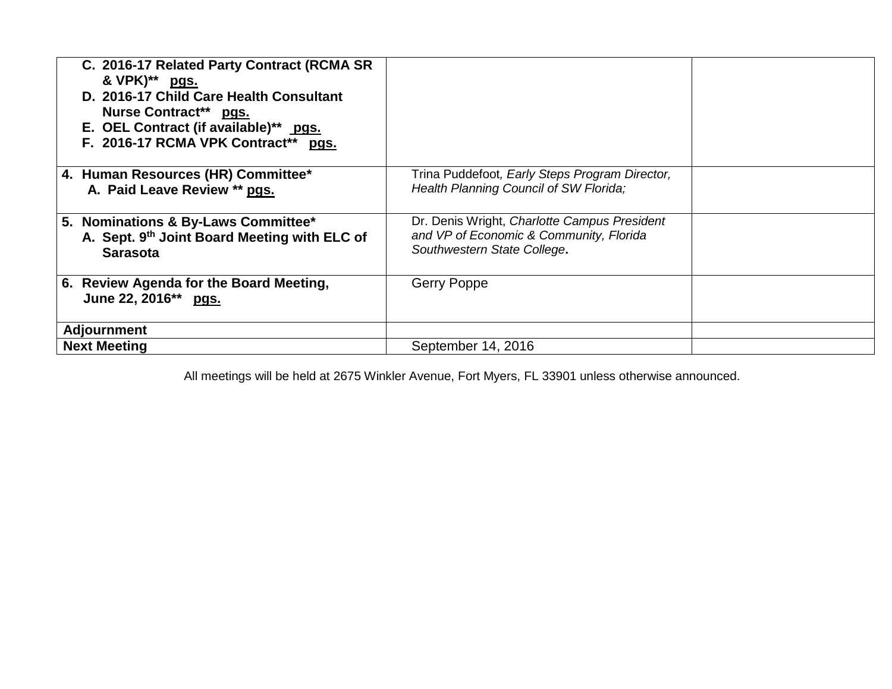| | | |
|---|---|---|
| **C. 2016-17 Related Party Contract (RCMA SR & VPK)** <u>pgs.</u><br>**D. 2016-17 Child Care Health Consultant Nurse Contract** <u>pgs.</u><br>**E. OEL Contract (if available)** <u>pgs.</u><br>**F. 2016-17 RCMA VPK Contract** <u>pgs.</u> | | |
| **4. Human Resources (HR) Committee***<br>**A. Paid Leave Review **** <u>pgs.</u> | Trina Puddefoot*, Early Steps Program Director, Health Planning Council of SW Florida;* | |
| **5. Nominations & By-Laws Committee***<br>**A. Sept. 9th Joint Board Meeting with ELC of Sarasota** | Dr. Denis Wright, *Charlotte Campus President and VP of Economic & Community, Florida Southwestern State College*. | |
| **6. Review Agenda for the Board Meeting, June 22, 2016**** <u>pgs.</u> | Gerry Poppe | |
| **Adjournment** | | |
| **Next Meeting** | September 14, 2016 | |

All meetings will be held at 2675 Winkler Avenue, Fort Myers, FL 33901 unless otherwise announced.